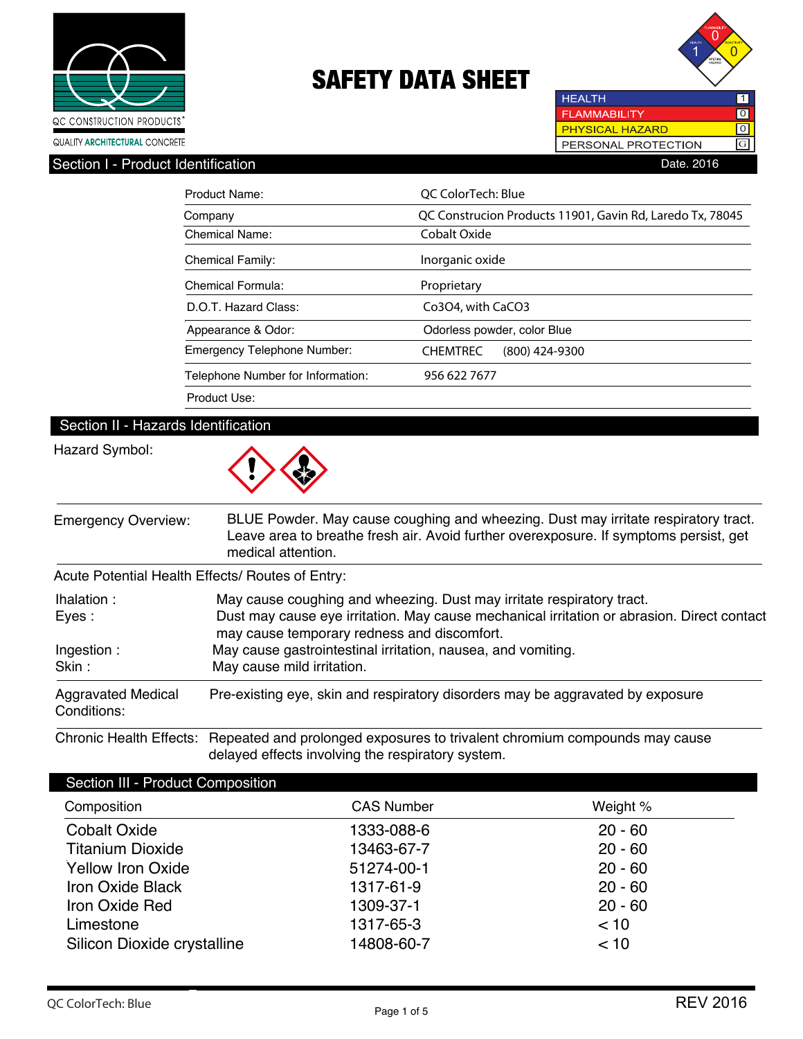QC CONSTRUCTION PRODUCTS®

QUALITY ARCHITECTURAL CONCRETE

# SAFETY DATA SHEET

| HEALTH | 1 |
|---|---|
| FLAMMABILITY | 0 |
| PHYSICAL HAZARD | 0 |
| PERSONAL PROTECTION | G |

## Section I - Product Identification

Date. 2016

| | |
|---|---|
| Product Name: | QC ColorTech: Blue |
| Company | QC Construcion Products 11901, Gavin Rd, Laredo Tx, 78045 |
| Chemical Name: | Cobalt Oxide |
| Chemical Family: | Inorganic oxide |
| Chemical Formula: | Proprietary |
| D.O.T. Hazard Class: | $Co_3O_4$, with $CaCO_3$ |
| Appearance & Odor: | Odorless powder, color Blue |
| Emergency Telephone Number: | CHEMTREC (800) 424-9300 |
| Telephone Number for Information: | 956 622 7677 |
| Product Use: | |

## Section II - Hazards Identification

Hazard Symbol:

**Emergency Overview:** BLUE Powder. May cause coughing and wheezing. Dust may irritate respiratory tract. Leave area to breathe fresh air. Avoid further overexposure. If symptoms persist, get medical attention.

Acute Potential Health Effects/ Routes of Entry:

- **Ihalation :** May cause coughing and wheezing. Dust may irritate respiratory tract.
- **Eyes :** Dust may cause eye irritation. May cause mechanical irritation or abrasion. Direct contact may cause temporary redness and discomfort.
- **Ingestion :** May cause gastrointestinal irritation, nausea, and vomiting.
- **Skin :** May cause mild irritation.

**Aggravated Medical Conditions:** Pre-existing eye, skin and respiratory disorders may be aggravated by exposure

**Chronic Health Effects:** Repeated and prolonged exposures to trivalent chromium compounds may cause delayed effects involving the respiratory system.

## Section III - Product Composition

| Composition | CAS Number | Weight % |
|---|---|---|
| Cobalt Oxide | 1333-088-6 | 20 - 60 |
| Titanium Dioxide | 13463-67-7 | 20 - 60 |
| Yellow Iron Oxide | 51274-00-1 | 20 - 60 |
| Iron Oxide Black | 1317-61-9 | 20 - 60 |
| Iron Oxide Red | 1309-37-1 | 20 - 60 |
| Limestone | 1317-65-3 | < 10 |
| Silicon Dioxide crystalline | 14808-60-7 | < 10 |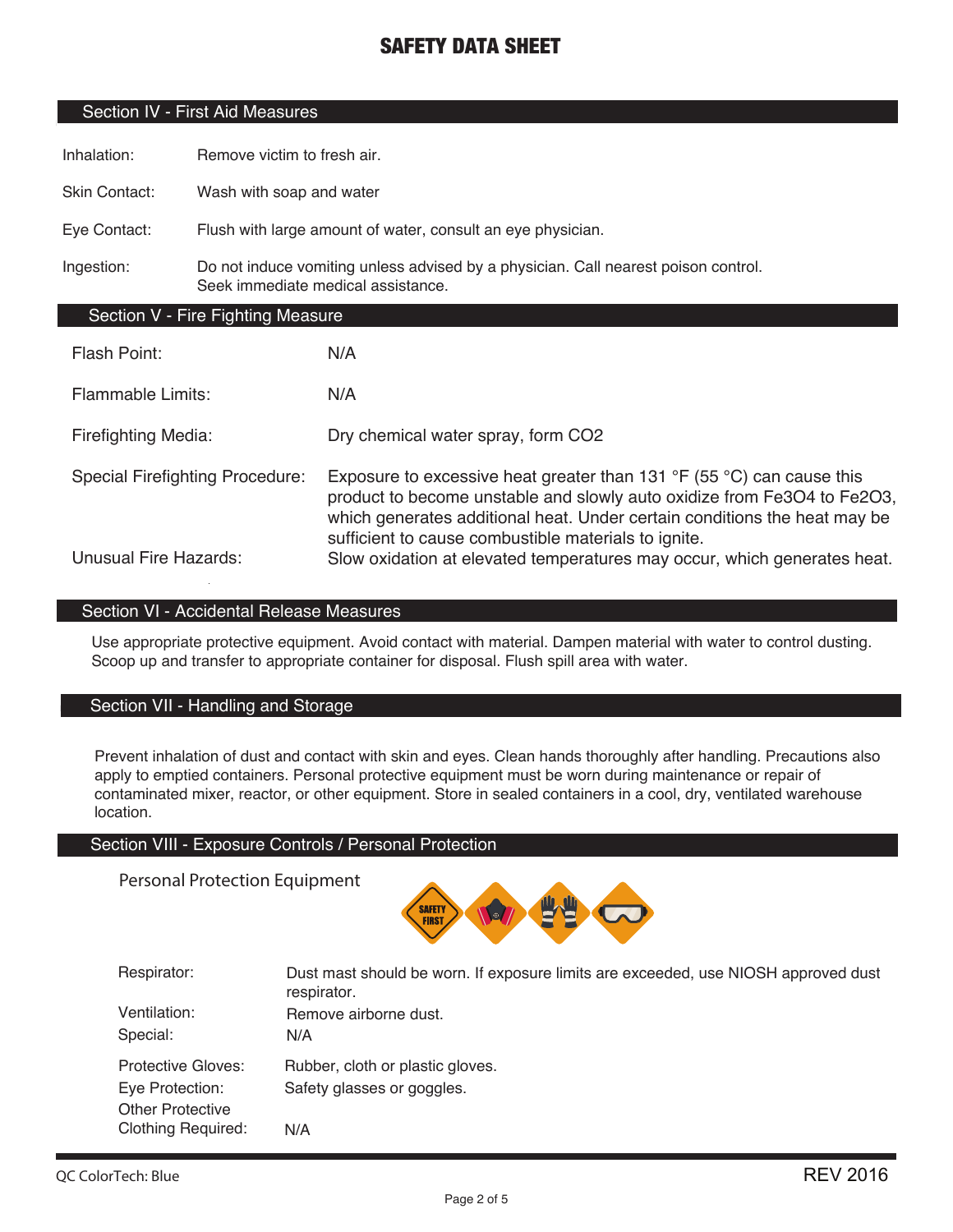# SAFETY DATA SHEET

## Section IV - First Aid Measures

| | |
|---|---|
| Inhalation: | Remove victim to fresh air. |
| Skin Contact: | Wash with soap and water |
| Eye Contact: | Flush with large amount of water, consult an eye physician. |
| Ingestion: | Do not induce vomiting unless advised by a physician. Call nearest poison control. Seek immediate medical assistance. |

## Section V - Fire Fighting Measure

| | |
|---|---|
| Flash Point: | N/A |
| Flammable Limits: | N/A |
| Firefighting Media: | Dry chemical water spray, form $CO_2$ |
| Special Firefighting Procedure: | Exposure to excessive heat greater than 131 °F (55 °C) can cause this product to become unstable and slowly auto oxidize from $Fe_3O_4$ to $Fe_2O_3$, which generates additional heat. Under certain conditions the heat may be sufficient to cause combustible materials to ignite. |
| Unusual Fire Hazards: | Slow oxidation at elevated temperatures may occur, which generates heat. |

## Section VI - Accidental Release Measures

Use appropriate protective equipment. Avoid contact with material. Dampen material with water to control dusting. Scoop up and transfer to appropriate container for disposal. Flush spill area with water.

## Section VII - Handling and Storage

Prevent inhalation of dust and contact with skin and eyes. Clean hands thoroughly after handling. Precautions also apply to emptied containers. Personal protective equipment must be worn during maintenance or repair of contaminated mixer, reactor, or other equipment. Store in sealed containers in a cool, dry, ventilated warehouse location.

## Section VIII - Exposure Controls / Personal Protection

Personal Protection Equipment

| | |
|---|---|
| Respirator: | Dust mast should be worn. If exposure limits are exceeded, use NIOSH approved dust respirator. |
| Ventilation: | Remove airborne dust. |
| Special: | N/A |
| Protective Gloves: | Rubber, cloth or plastic gloves. |
| Eye Protection: | Safety glasses or goggles. |
| Other Protective Clothing Required: | N/A |

QC ColorTech: Blue

REV 2016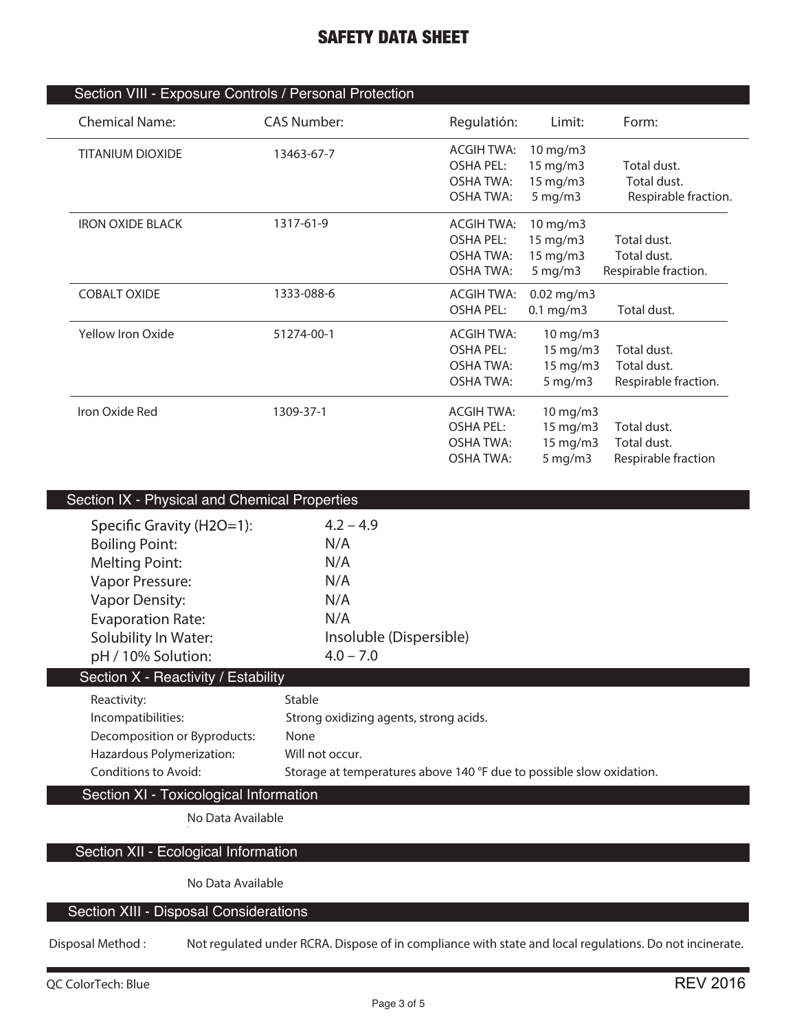# SAFETY DATA SHEET

## Section VIII - Exposure Controls / Personal Protection

| Chemical Name: | CAS Number: | Regulatión: | Limit: | Form: |
|---|---|---|---|---|
| TITANIUM DIOXIDE | 13463-67-7 | ACGIH TWA: | 10 mg/m3 | |
| | | OSHA PEL: | 15 mg/m3 | Total dust. |
| | | OSHA TWA: | 15 mg/m3 | Total dust. |
| | | OSHA TWA: | 5 mg/m3 | Respirable fraction. |
| IRON OXIDE BLACK | 1317-61-9 | ACGIH TWA: | 10 mg/m3 | |
| | | OSHA PEL: | 15 mg/m3 | Total dust. |
| | | OSHA TWA: | 15 mg/m3 | Total dust. |
| | | OSHA TWA: | 5 mg/m3 | Respirable fraction. |
| COBALT OXIDE | 1333-088-6 | ACGIH TWA: | 0.02 mg/m3 | |
| | | OSHA PEL: | 0.1 mg/m3 | Total dust. |
| Yellow Iron Oxide | 51274-00-1 | ACGIH TWA: | 10 mg/m3 | |
| | | OSHA PEL: | 15 mg/m3 | Total dust. |
| | | OSHA TWA: | 15 mg/m3 | Total dust. |
| | | OSHA TWA: | 5 mg/m3 | Respirable fraction. |
| Iron Oxide Red | 1309-37-1 | ACGIH TWA: | 10 mg/m3 | |
| | | OSHA PEL: | 15 mg/m3 | Total dust. |
| | | OSHA TWA: | 15 mg/m3 | Total dust. |
| | | OSHA TWA: | 5 mg/m3 | Respirable fraction |

## Section IX - Physical and Chemical Properties

| | |
|---|---|
| Specific Gravity (H2O=1): | 4.2 – 4.9 |
| Boiling Point: | N/A |
| Melting Point: | N/A |
| Vapor Pressure: | N/A |
| Vapor Density: | N/A |
| Evaporation Rate: | N/A |
| Solubility In Water: | Insoluble (Dispersible) |
| pH / 10% Solution: | 4.0 – 7.0 |

## Section X - Reactivity / Estability

| | |
|---|---|
| Reactivity: | Stable |
| Incompatibilities: | Strong oxidizing agents, strong acids. |
| Decomposition or Byproducts: | None |
| Hazardous Polymerization: | Will not occur. |
| Conditions to Avoid: | Storage at temperatures above 140 °F due to possible slow oxidation. |

## Section XI - Toxicological Information

No Data Available

## Section XII - Ecological Information

No Data Available

## Section XIII - Disposal Considerations

Disposal Method : Not regulated under RCRA. Dispose of in compliance with state and local regulations. Do not incinerate.

QC ColorTech: Blue REV 2016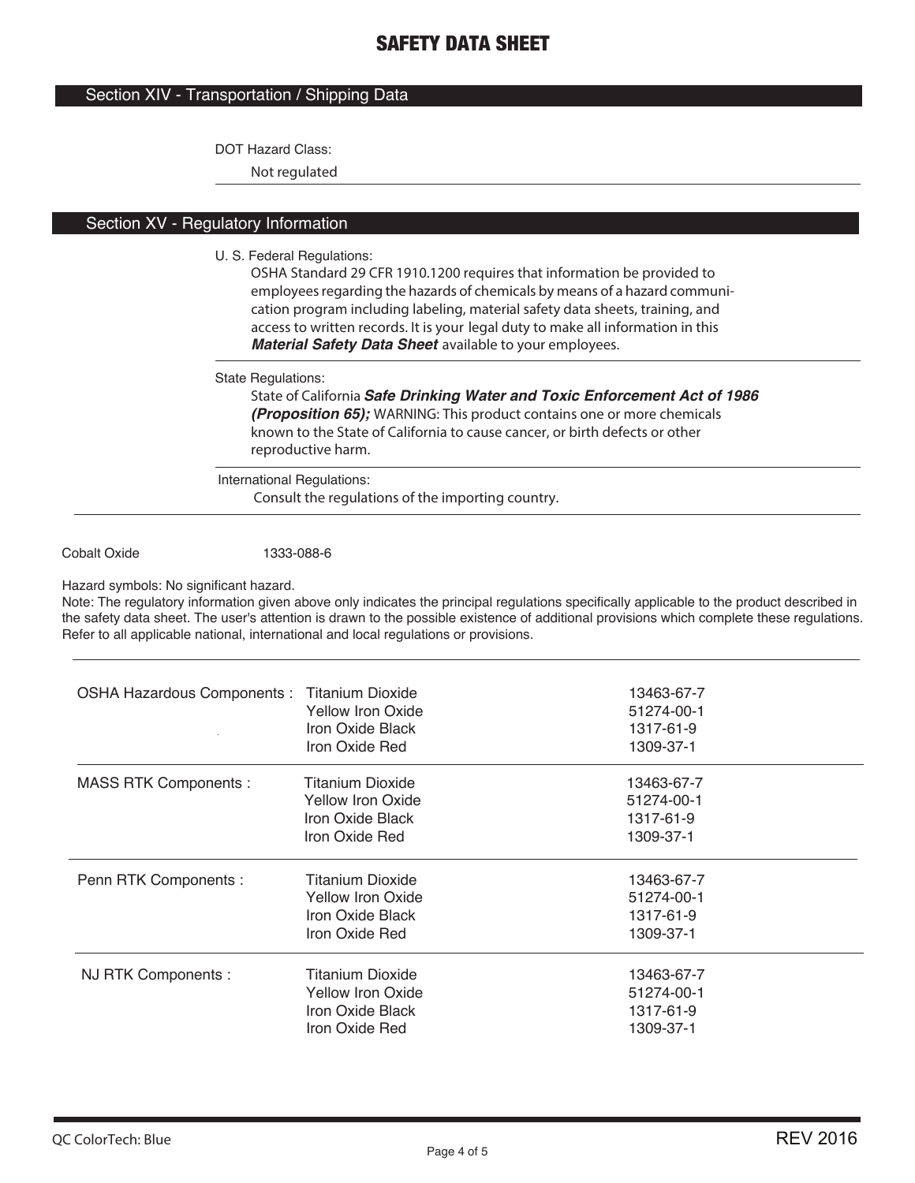# SAFETY DATA SHEET

## Section XIV - Transportation / Shipping Data

DOT Hazard Class:

Not regulated

## Section XV - Regulatory Information

U. S. Federal Regulations:

OSHA Standard 29 CFR 1910.1200 requires that information be provided to employees regarding the hazards of chemicals by means of a hazard communication program including labeling, material safety data sheets, training, and access to written records. It is your legal duty to make all information in this ***Material Safety Data Sheet*** available to your employees.

State Regulations:

State of California ***Safe Drinking Water and Toxic Enforcement Act of 1986 (Proposition 65);*** WARNING: This product contains one or more chemicals known to the State of California to cause cancer, or birth defects or other reproductive harm.

International Regulations:

Consult the regulations of the importing country.

Cobalt Oxide 1333-088-6

Hazard symbols: No significant hazard.

Note: The regulatory information given above only indicates the principal regulations specifically applicable to the product described in the safety data sheet. The user's attention is drawn to the possible existence of additional provisions which complete these regulations. Refer to all applicable national, international and local regulations or provisions.

| | | |
|---|---|---|
| OSHA Hazardous Components : | Titanium Dioxide | 13463-67-7 |
| | Yellow Iron Oxide | 51274-00-1 |
| | Iron Oxide Black | 1317-61-9 |
| | Iron Oxide Red | 1309-37-1 |
| MASS RTK Components : | Titanium Dioxide | 13463-67-7 |
| | Yellow Iron Oxide | 51274-00-1 |
| | Iron Oxide Black | 1317-61-9 |
| | Iron Oxide Red | 1309-37-1 |
| Penn RTK Components : | Titanium Dioxide | 13463-67-7 |
| | Yellow Iron Oxide | 51274-00-1 |
| | Iron Oxide Black | 1317-61-9 |
| | Iron Oxide Red | 1309-37-1 |
| NJ RTK Components : | Titanium Dioxide | 13463-67-7 |
| | Yellow Iron Oxide | 51274-00-1 |
| | Iron Oxide Black | 1317-61-9 |
| | Iron Oxide Red | 1309-37-1 |

QC ColorTech: Blue REV 2016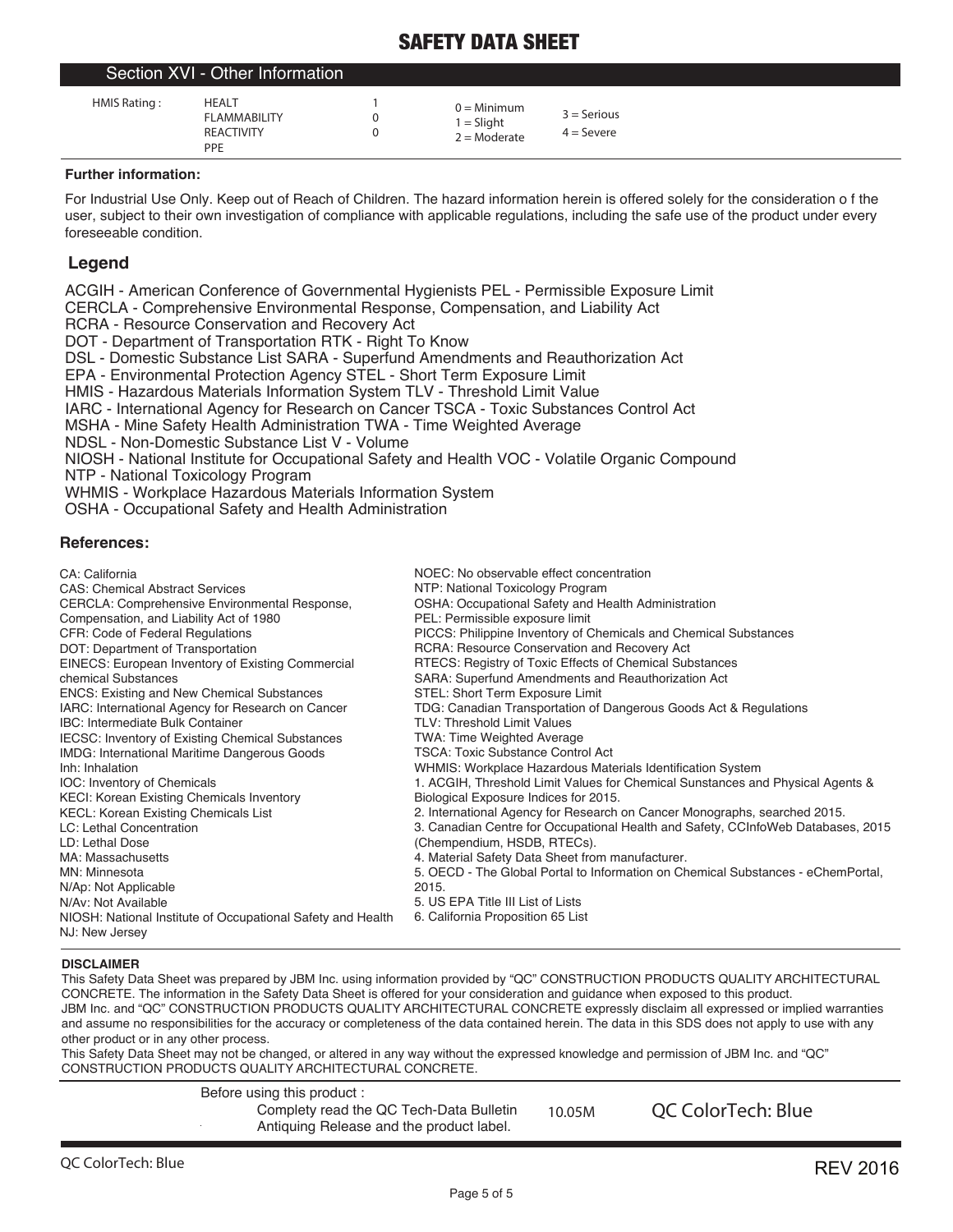## Section XVI - Other Information

| | | | | |
|---|---|---|---|---|
| HMIS Rating : | HEALT | 1 | 0 = Minimum | 3 = Serious |
| | FLAMMABILITY | 0 | 1 = Slight | 4 = Severe |
| | REACTIVITY | 0 | 2 = Moderate | |
| | PPE | | | |

**Further information:**

For Industrial Use Only. Keep out of Reach of Children. The hazard information herein is offered solely for the consideration o f the user, subject to their own investigation of compliance with applicable regulations, including the safe use of the product under every foreseeable condition.

### Legend

ACGIH - American Conference of Governmental Hygienists PEL - Permissible Exposure Limit
CERCLA - Comprehensive Environmental Response, Compensation, and Liability Act
RCRA - Resource Conservation and Recovery Act
DOT - Department of Transportation RTK - Right To Know
DSL - Domestic Substance List SARA - Superfund Amendments and Reauthorization Act
EPA - Environmental Protection Agency STEL - Short Term Exposure Limit
HMIS - Hazardous Materials Information System TLV - Threshold Limit Value
IARC - International Agency for Research on Cancer TSCA - Toxic Substances Control Act
MSHA - Mine Safety Health Administration TWA - Time Weighted Average
NDSL - Non-Domestic Substance List V - Volume
NIOSH - National Institute for Occupational Safety and Health VOC - Volatile Organic Compound
NTP - National Toxicology Program
WHMIS - Workplace Hazardous Materials Information System
OSHA - Occupational Safety and Health Administration

**References:**

CA: California
CAS: Chemical Abstract Services
CERCLA: Comprehensive Environmental Response, Compensation, and Liability Act of 1980
CFR: Code of Federal Regulations
DOT: Department of Transportation
EINECS: European Inventory of Existing Commercial chemical Substances
ENCS: Existing and New Chemical Substances
IARC: International Agency for Research on Cancer
IBC: Intermediate Bulk Container
IECSC: Inventory of Existing Chemical Substances
IMDG: International Maritime Dangerous Goods
Inh: Inhalation
IOC: Inventory of Chemicals
KECI: Korean Existing Chemicals Inventory
KECL: Korean Existing Chemicals List
LC: Lethal Concentration
LD: Lethal Dose
MA: Massachusetts
MN: Minnesota
N/Ap: Not Applicable
N/Av: Not Available
NIOSH: National Institute of Occupational Safety and Health
NJ: New Jersey
NOEC: No observable effect concentration
NTP: National Toxicology Program
OSHA: Occupational Safety and Health Administration
PEL: Permissible exposure limit
PICCS: Philippine Inventory of Chemicals and Chemical Substances
RCRA: Resource Conservation and Recovery Act
RTECS: Registry of Toxic Effects of Chemical Substances
SARA: Superfund Amendments and Reauthorization Act
STEL: Short Term Exposure Limit
TDG: Canadian Transportation of Dangerous Goods Act & Regulations
TLV: Threshold Limit Values
TWA: Time Weighted Average
TSCA: Toxic Substance Control Act
WHMIS: Workplace Hazardous Materials Identification System

1. ACGIH, Threshold Limit Values for Chemical Sunstances and Physical Agents & Biological Exposure Indices for 2015.
2. International Agency for Research on Cancer Monographs, searched 2015.
3. Canadian Centre for Occupational Health and Safety, CCInfoWeb Databases, 2015 (Chempendium, HSDB, RTECs).
4. Material Safety Data Sheet from manufacturer.
5. OECD - The Global Portal to Information on Chemical Substances - eChemPortal, 2015.
5. US EPA Title III List of Lists
6. California Proposition 65 List

**DISCLAIMER**

This Safety Data Sheet was prepared by JBM Inc. using information provided by "QC" CONSTRUCTION PRODUCTS QUALITY ARCHITECTURAL CONCRETE. The information in the Safety Data Sheet is offered for your consideration and guidance when exposed to this product. JBM Inc. and "QC" CONSTRUCTION PRODUCTS QUALITY ARCHITECTURAL CONCRETE expressly disclaim all expressed or implied warranties and assume no responsibilities for the accuracy or completeness of the data contained herein. The data in this SDS does not apply to use with any other product or in any other process.
This Safety Data Sheet may not be changed, or altered in any way without the expressed knowledge and permission of JBM Inc. and "QC" CONSTRUCTION PRODUCTS QUALITY ARCHITECTURAL CONCRETE.

Before using this product :
Complety read the QC Tech-Data Bulletin Antiquing Release and the product label.

10.05M

QC ColorTech: Blue